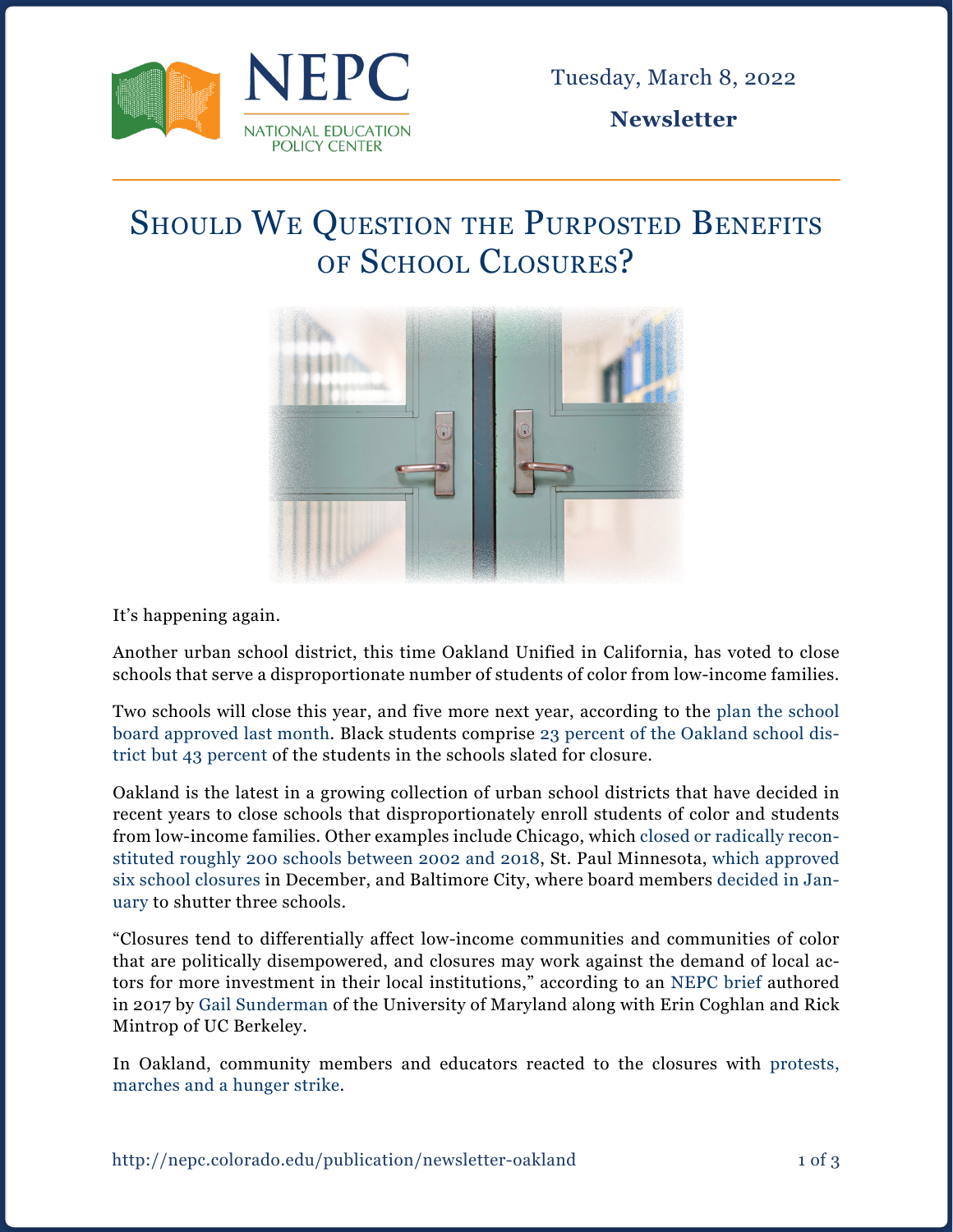Tuesday, March 8, 2022

**Newsletter**

# Should We Question the Purposted Benefits of School Closures?

It's happening again.

Another urban school district, this time Oakland Unified in California, has voted to close schools that serve a disproportionate number of students of color from low-income families.

Two schools will close this year, and five more next year, according to the plan the school board approved last month. Black students comprise 23 percent of the Oakland school district but 43 percent of the students in the schools slated for closure.

Oakland is the latest in a growing collection of urban school districts that have decided in recent years to close schools that disproportionately enroll students of color and students from low-income families. Other examples include Chicago, which closed or radically reconstituted roughly 200 schools between 2002 and 2018, St. Paul Minnesota, which approved six school closures in December, and Baltimore City, where board members decided in January to shutter three schools.

"Closures tend to differentially affect low-income communities and communities of color that are politically disempowered, and closures may work against the demand of local actors for more investment in their local institutions," according to an NEPC brief authored in 2017 by Gail Sunderman of the University of Maryland along with Erin Coghlan and Rick Mintrop of UC Berkeley.

In Oakland, community members and educators reacted to the closures with protests, marches and a hunger strike.

http://nepc.colorado.edu/publication/newsletter-oakland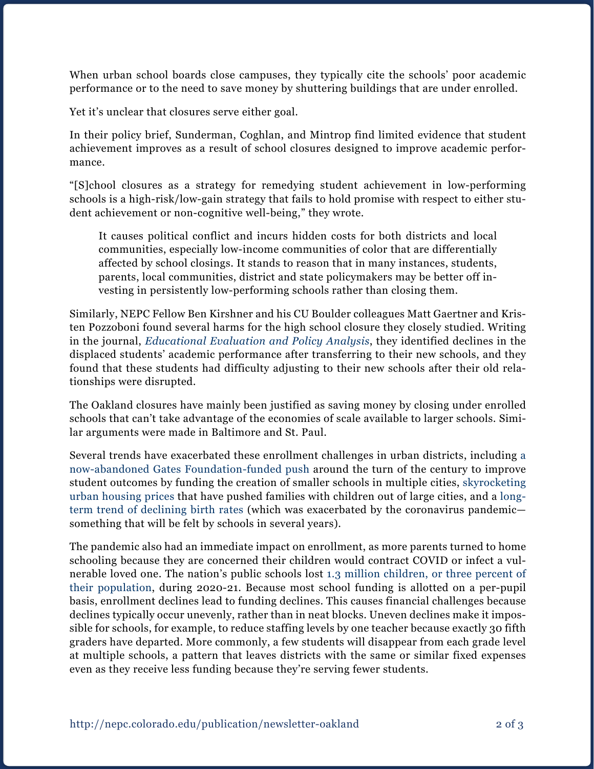When urban school boards close campuses, they typically cite the schools' poor academic performance or to the need to save money by shuttering buildings that are under enrolled.

Yet it's unclear that closures serve either goal.

In their policy brief, Sunderman, Coghlan, and Mintrop find limited evidence that student achievement improves as a result of school closures designed to improve academic performance.

"[S]chool closures as a strategy for remedying student achievement in low-performing schools is a high-risk/low-gain strategy that fails to hold promise with respect to either student achievement or non-cognitive well-being," they wrote.

> It causes political conflict and incurs hidden costs for both districts and local communities, especially low-income communities of color that are differentially affected by school closings. It stands to reason that in many instances, students, parents, local communities, district and state policymakers may be better off investing in persistently low-performing schools rather than closing them.

Similarly, NEPC Fellow Ben Kirshner and his CU Boulder colleagues Matt Gaertner and Kristen Pozzoboni found several harms for the high school closure they closely studied. Writing in the journal, *Educational Evaluation and Policy Analysis*, they identified declines in the displaced students' academic performance after transferring to their new schools, and they found that these students had difficulty adjusting to their new schools after their old relationships were disrupted.

The Oakland closures have mainly been justified as saving money by closing under enrolled schools that can't take advantage of the economies of scale available to larger schools. Similar arguments were made in Baltimore and St. Paul.

Several trends have exacerbated these enrollment challenges in urban districts, including a now-abandoned Gates Foundation-funded push around the turn of the century to improve student outcomes by funding the creation of smaller schools in multiple cities, skyrocketing urban housing prices that have pushed families with children out of large cities, and a long-term trend of declining birth rates (which was exacerbated by the coronavirus pandemic—something that will be felt by schools in several years).

The pandemic also had an immediate impact on enrollment, as more parents turned to home schooling because they are concerned their children would contract COVID or infect a vulnerable loved one. The nation's public schools lost 1.3 million children, or three percent of their population, during 2020-21. Because most school funding is allotted on a per-pupil basis, enrollment declines lead to funding declines. This causes financial challenges because declines typically occur unevenly, rather than in neat blocks. Uneven declines make it impossible for schools, for example, to reduce staffing levels by one teacher because exactly 30 fifth graders have departed. More commonly, a few students will disappear from each grade level at multiple schools, a pattern that leaves districts with the same or similar fixed expenses even as they receive less funding because they're serving fewer students.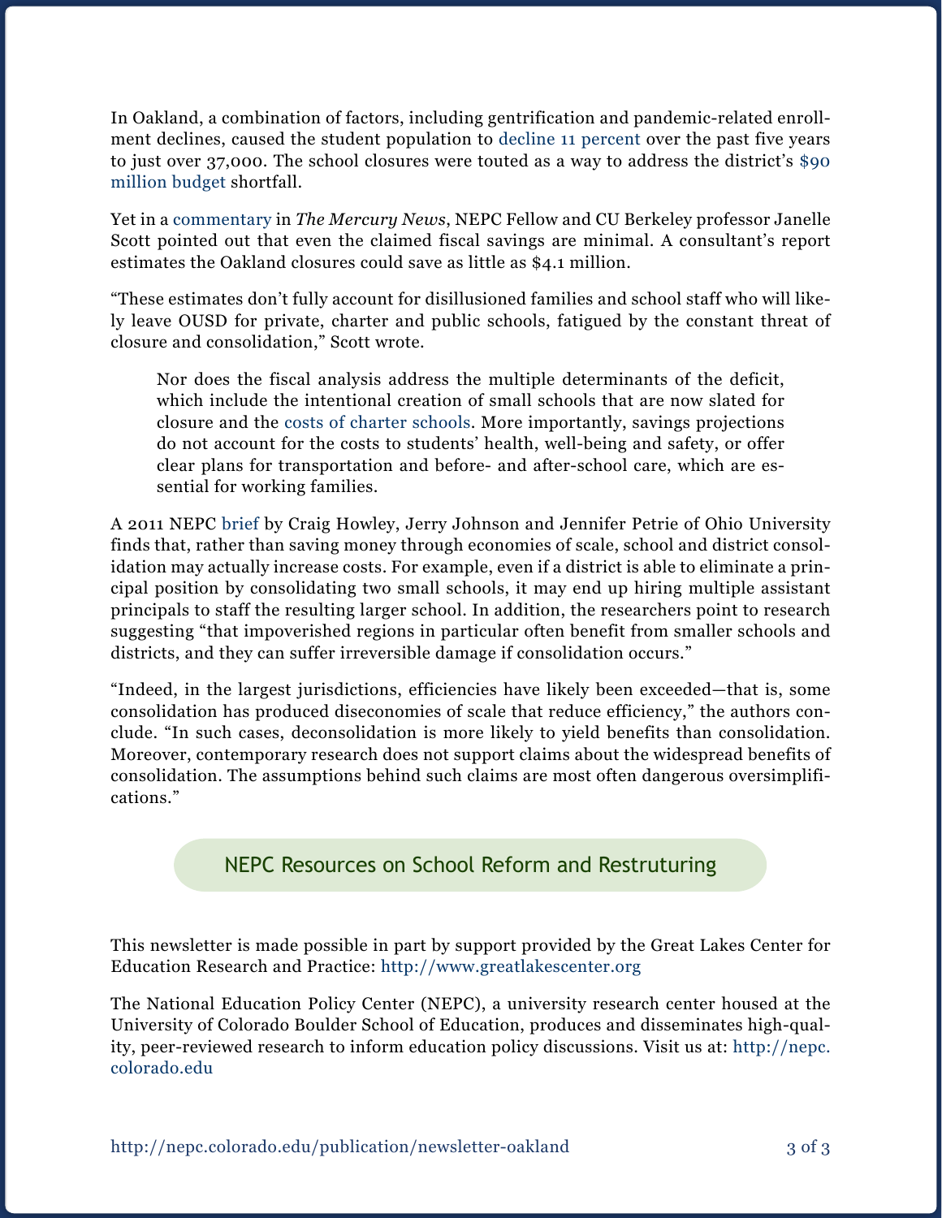In Oakland, a combination of factors, including gentrification and pandemic-related enrollment declines, caused the student population to decline 11 percent over the past five years to just over 37,000. The school closures were touted as a way to address the district's $90 million budget shortfall.

Yet in a commentary in *The Mercury News*, NEPC Fellow and CU Berkeley professor Janelle Scott pointed out that even the claimed fiscal savings are minimal. A consultant's report estimates the Oakland closures could save as little as $4.1 million.

"These estimates don't fully account for disillusioned families and school staff who will likely leave OUSD for private, charter and public schools, fatigued by the constant threat of closure and consolidation," Scott wrote.

> Nor does the fiscal analysis address the multiple determinants of the deficit, which include the intentional creation of small schools that are now slated for closure and the costs of charter schools. More importantly, savings projections do not account for the costs to students' health, well-being and safety, or offer clear plans for transportation and before- and after-school care, which are essential for working families.

A 2011 NEPC brief by Craig Howley, Jerry Johnson and Jennifer Petrie of Ohio University finds that, rather than saving money through economies of scale, school and district consolidation may actually increase costs. For example, even if a district is able to eliminate a principal position by consolidating two small schools, it may end up hiring multiple assistant principals to staff the resulting larger school. In addition, the researchers point to research suggesting "that impoverished regions in particular often benefit from smaller schools and districts, and they can suffer irreversible damage if consolidation occurs."

"Indeed, in the largest jurisdictions, efficiencies have likely been exceeded—that is, some consolidation has produced diseconomies of scale that reduce efficiency," the authors conclude. "In such cases, deconsolidation is more likely to yield benefits than consolidation. Moreover, contemporary research does not support claims about the widespread benefits of consolidation. The assumptions behind such claims are most often dangerous oversimplifications."

NEPC Resources on School Reform and Restruturing

This newsletter is made possible in part by support provided by the Great Lakes Center for Education Research and Practice: http://www.greatlakescenter.org

The National Education Policy Center (NEPC), a university research center housed at the University of Colorado Boulder School of Education, produces and disseminates high-quality, peer-reviewed research to inform education policy discussions. Visit us at: http://nepc.colorado.edu